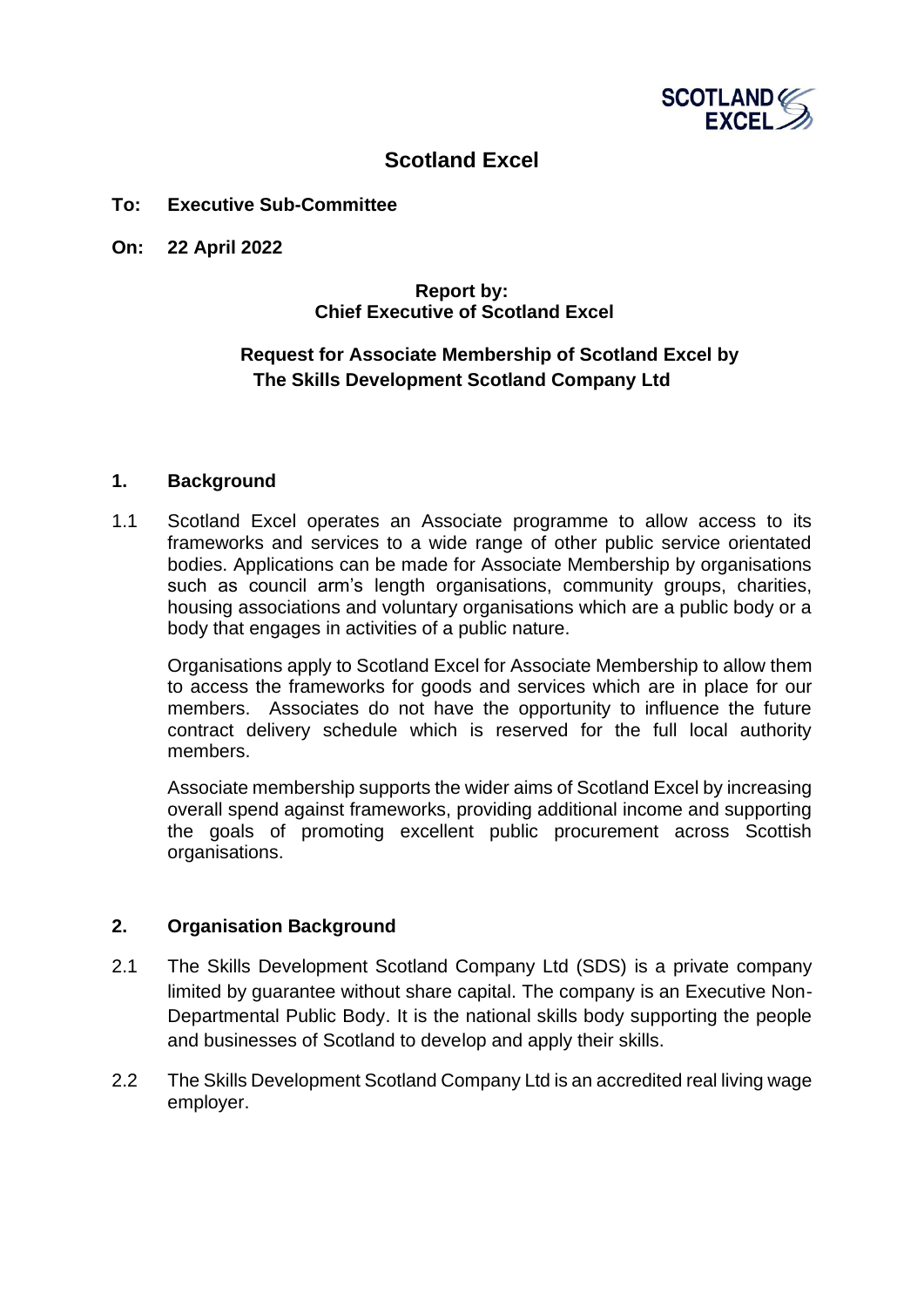# Scotland Excel

**To: Executive Sub-Committee**

**On: 22 April 2022**

**Report by:**
**Chief Executive of Scotland Excel**

**Request for Associate Membership of Scotland Excel by The Skills Development Scotland Company Ltd**

## 1. Background

1.1 Scotland Excel operates an Associate programme to allow access to its frameworks and services to a wide range of other public service orientated bodies. Applications can be made for Associate Membership by organisations such as council arm's length organisations, community groups, charities, housing associations and voluntary organisations which are a public body or a body that engages in activities of a public nature.

Organisations apply to Scotland Excel for Associate Membership to allow them to access the frameworks for goods and services which are in place for our members. Associates do not have the opportunity to influence the future contract delivery schedule which is reserved for the full local authority members.

Associate membership supports the wider aims of Scotland Excel by increasing overall spend against frameworks, providing additional income and supporting the goals of promoting excellent public procurement across Scottish organisations.

## 2. Organisation Background

2.1 The Skills Development Scotland Company Ltd (SDS) is a private company limited by guarantee without share capital. The company is an Executive Non-Departmental Public Body. It is the national skills body supporting the people and businesses of Scotland to develop and apply their skills.

2.2 The Skills Development Scotland Company Ltd is an accredited real living wage employer.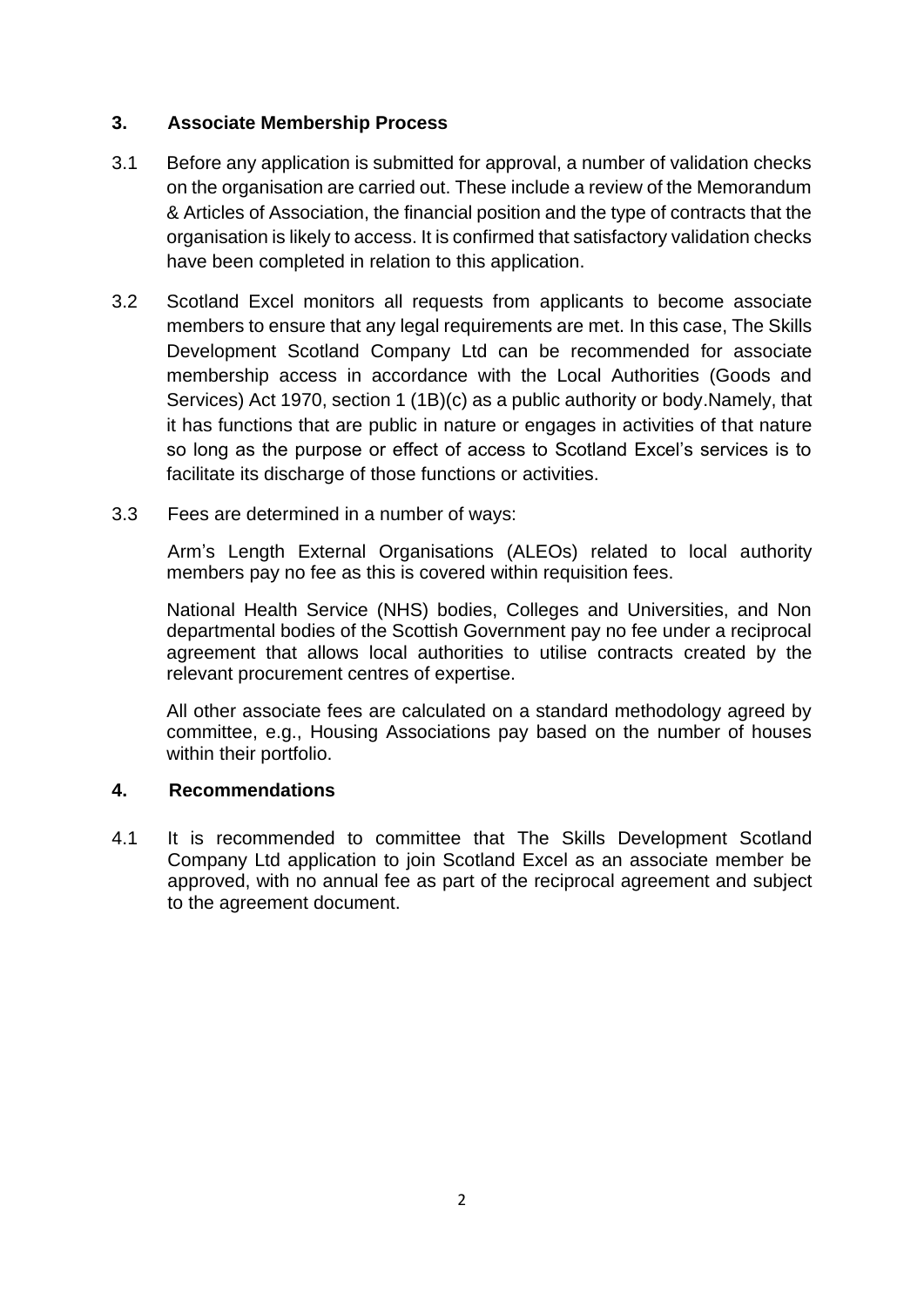## 3. Associate Membership Process

3.1 Before any application is submitted for approval, a number of validation checks on the organisation are carried out. These include a review of the Memorandum & Articles of Association, the financial position and the type of contracts that the organisation is likely to access. It is confirmed that satisfactory validation checks have been completed in relation to this application.

3.2 Scotland Excel monitors all requests from applicants to become associate members to ensure that any legal requirements are met. In this case, The Skills Development Scotland Company Ltd can be recommended for associate membership access in accordance with the Local Authorities (Goods and Services) Act 1970, section 1 (1B)(c) as a public authority or body.Namely, that it has functions that are public in nature or engages in activities of that nature so long as the purpose or effect of access to Scotland Excel's services is to facilitate its discharge of those functions or activities.

3.3 Fees are determined in a number of ways:

Arm's Length External Organisations (ALEOs) related to local authority members pay no fee as this is covered within requisition fees.

National Health Service (NHS) bodies, Colleges and Universities, and Non departmental bodies of the Scottish Government pay no fee under a reciprocal agreement that allows local authorities to utilise contracts created by the relevant procurement centres of expertise.

All other associate fees are calculated on a standard methodology agreed by committee, e.g., Housing Associations pay based on the number of houses within their portfolio.

## 4. Recommendations

4.1 It is recommended to committee that The Skills Development Scotland Company Ltd application to join Scotland Excel as an associate member be approved, with no annual fee as part of the reciprocal agreement and subject to the agreement document.